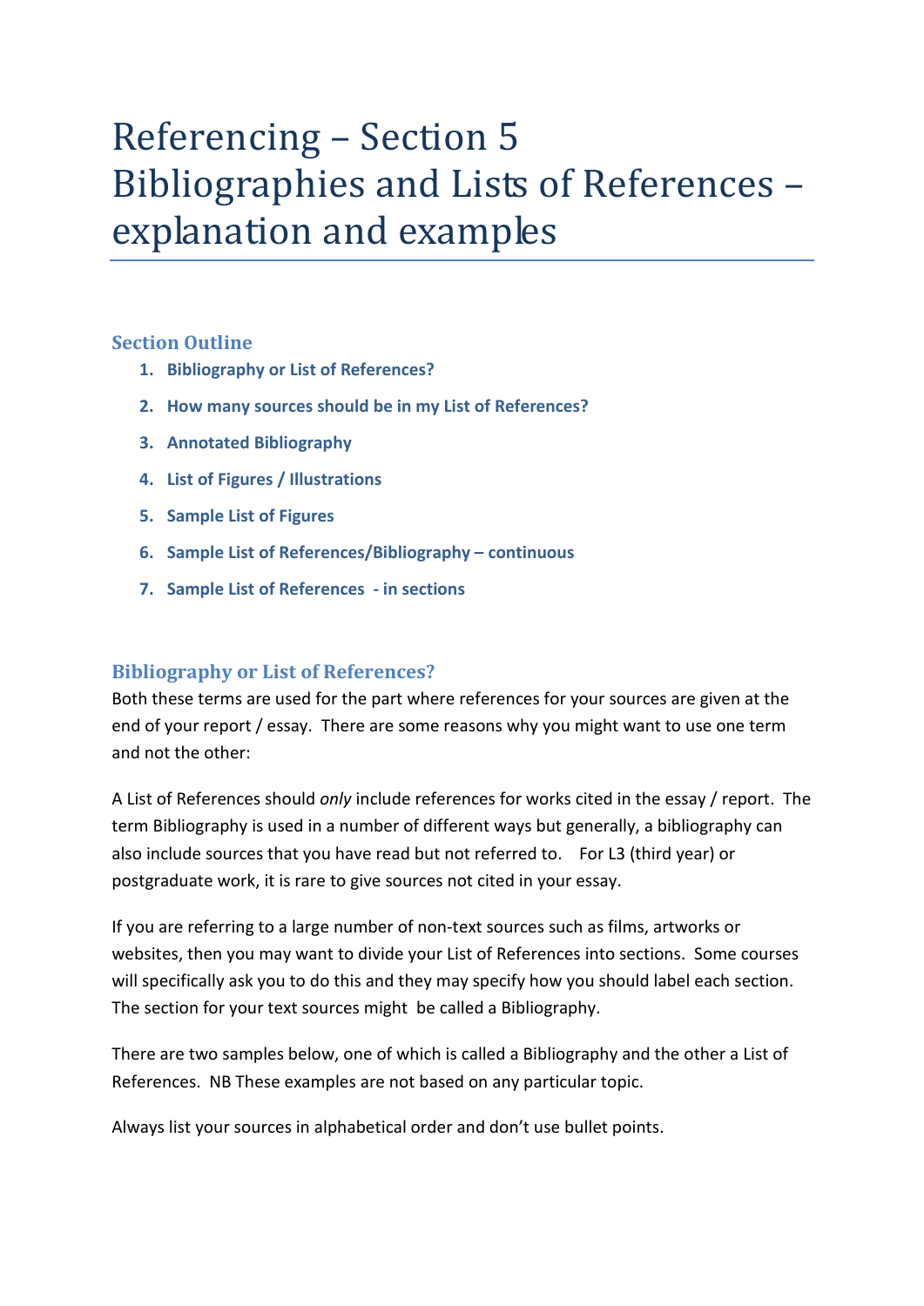# Referencing – Section 5
# Bibliographies and Lists of References – explanation and examples

## Section Outline

1. **Bibliography or List of References?**
2. **How many sources should be in my List of References?**
3. **Annotated Bibliography**
4. **List of Figures / Illustrations**
5. **Sample List of Figures**
6. **Sample List of References/Bibliography – continuous**
7. **Sample List of References - in sections**

## Bibliography or List of References?

Both these terms are used for the part where references for your sources are given at the end of your report / essay. There are some reasons why you might want to use one term and not the other:

A List of References should *only* include references for works cited in the essay / report. The term Bibliography is used in a number of different ways but generally, a bibliography can also include sources that you have read but not referred to. For L3 (third year) or postgraduate work, it is rare to give sources not cited in your essay.

If you are referring to a large number of non-text sources such as films, artworks or websites, then you may want to divide your List of References into sections. Some courses will specifically ask you to do this and they may specify how you should label each section. The section for your text sources might be called a Bibliography.

There are two samples below, one of which is called a Bibliography and the other a List of References. NB These examples are not based on any particular topic.

Always list your sources in alphabetical order and don't use bullet points.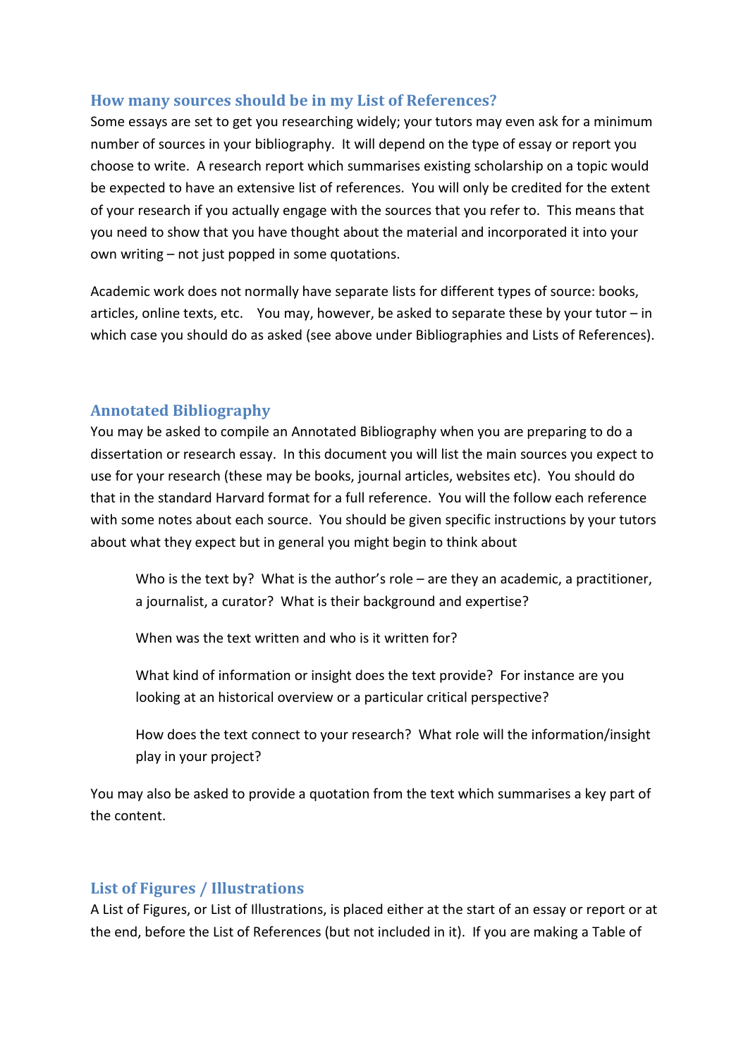## How many sources should be in my List of References?

Some essays are set to get you researching widely; your tutors may even ask for a minimum number of sources in your bibliography. It will depend on the type of essay or report you choose to write. A research report which summarises existing scholarship on a topic would be expected to have an extensive list of references. You will only be credited for the extent of your research if you actually engage with the sources that you refer to. This means that you need to show that you have thought about the material and incorporated it into your own writing – not just popped in some quotations.

Academic work does not normally have separate lists for different types of source: books, articles, online texts, etc. You may, however, be asked to separate these by your tutor – in which case you should do as asked (see above under Bibliographies and Lists of References).

## Annotated Bibliography

You may be asked to compile an Annotated Bibliography when you are preparing to do a dissertation or research essay. In this document you will list the main sources you expect to use for your research (these may be books, journal articles, websites etc). You should do that in the standard Harvard format for a full reference. You will the follow each reference with some notes about each source. You should be given specific instructions by your tutors about what they expect but in general you might begin to think about

> Who is the text by? What is the author's role – are they an academic, a practitioner, a journalist, a curator? What is their background and expertise?
>
> When was the text written and who is it written for?
>
> What kind of information or insight does the text provide? For instance are you looking at an historical overview or a particular critical perspective?
>
> How does the text connect to your research? What role will the information/insight play in your project?

You may also be asked to provide a quotation from the text which summarises a key part of the content.

## List of Figures / Illustrations

A List of Figures, or List of Illustrations, is placed either at the start of an essay or report or at the end, before the List of References (but not included in it). If you are making a Table of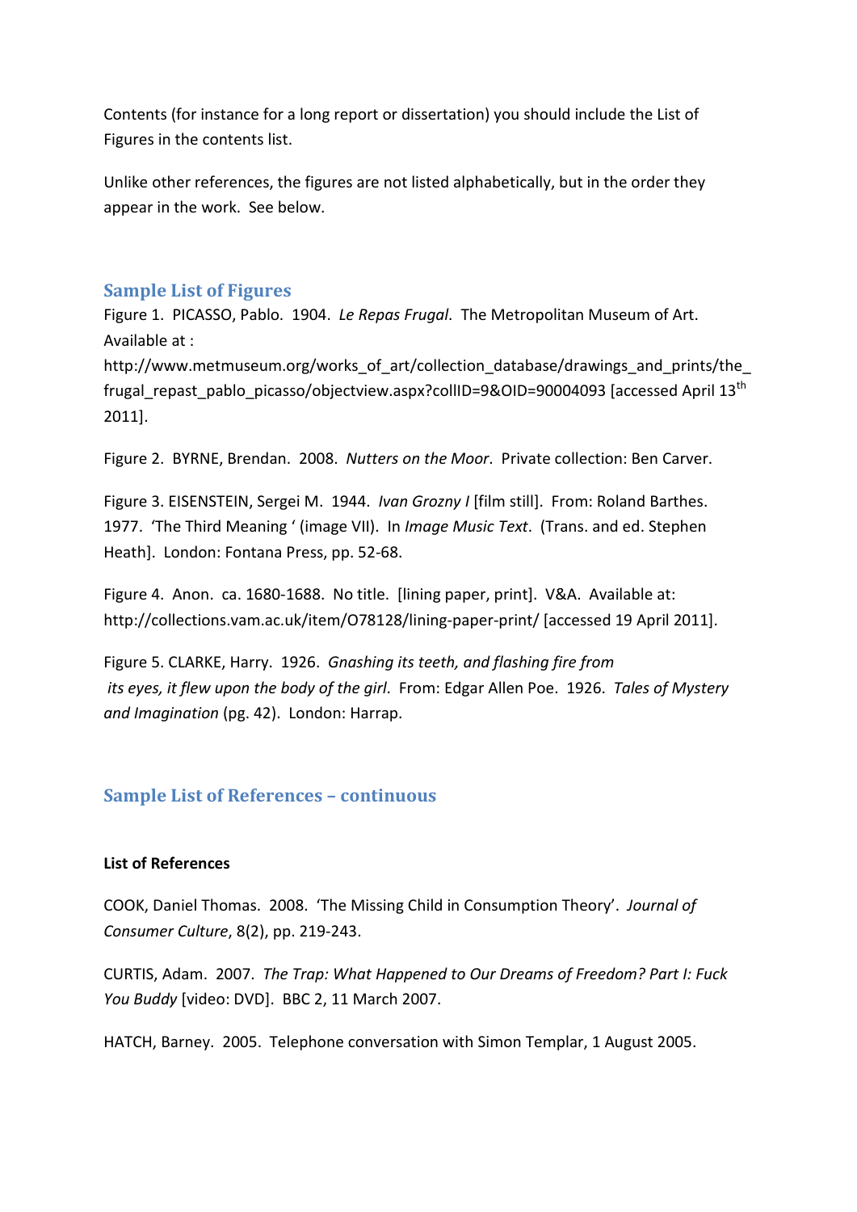Contents (for instance for a long report or dissertation) you should include the List of Figures in the contents list.

Unlike other references, the figures are not listed alphabetically, but in the order they appear in the work.  See below.

## Sample List of Figures

Figure 1.  PICASSO, Pablo.  1904.  *Le Repas Frugal*.  The Metropolitan Museum of Art.  Available at : http://www.metmuseum.org/works_of_art/collection_database/drawings_and_prints/the_frugal_repast_pablo_picasso/objectview.aspx?collID=9&OID=90004093 [accessed April 13th 2011].

Figure 2.  BYRNE, Brendan.  2008.  *Nutters on the Moor*.  Private collection: Ben Carver.

Figure 3. EISENSTEIN, Sergei M.  1944.  *Ivan Grozny I* [film still].  From: Roland Barthes.  1977.  'The Third Meaning ' (image VII).  In *Image Music Text*.  (Trans. and ed. Stephen Heath].  London: Fontana Press, pp. 52-68.

Figure 4.  Anon.  ca. 1680-1688.  No title.  [lining paper, print].  V&A.  Available at: http://collections.vam.ac.uk/item/O78128/lining-paper-print/ [accessed 19 April 2011].

Figure 5. CLARKE, Harry.  1926.  *Gnashing its teeth, and flashing fire from its eyes, it flew upon the body of the girl*.  From: Edgar Allen Poe.  1926.  *Tales of Mystery and Imagination* (pg. 42).  London: Harrap.

## Sample List of References – continuous

**List of References**

COOK, Daniel Thomas.  2008.  'The Missing Child in Consumption Theory'.  *Journal of Consumer Culture*, 8(2), pp. 219-243.

CURTIS, Adam.  2007.  *The Trap: What Happened to Our Dreams of Freedom? Part I: Fuck You Buddy* [video: DVD].  BBC 2, 11 March 2007.

HATCH, Barney.  2005.  Telephone conversation with Simon Templar, 1 August 2005.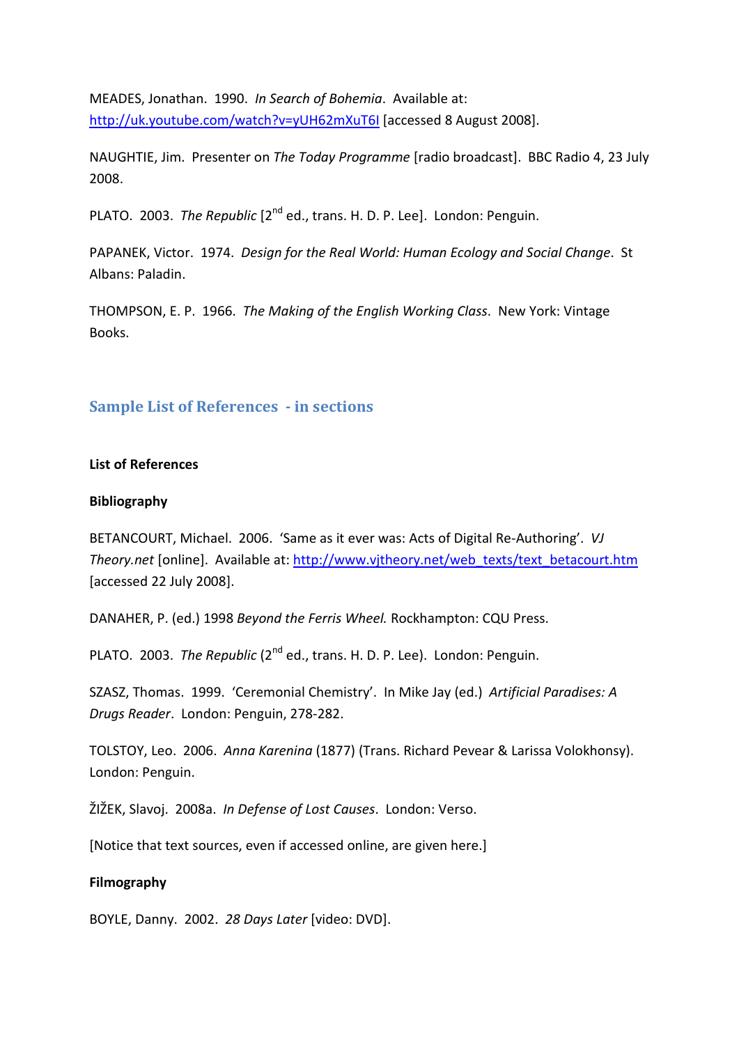MEADES, Jonathan. 1990. *In Search of Bohemia*. Available at: http://uk.youtube.com/watch?v=yUH62mXuT6I [accessed 8 August 2008].

NAUGHTIE, Jim. Presenter on *The Today Programme* [radio broadcast]. BBC Radio 4, 23 July 2008.

PLATO. 2003. *The Republic* [2nd ed., trans. H. D. P. Lee]. London: Penguin.

PAPANEK, Victor. 1974. *Design for the Real World: Human Ecology and Social Change*. St Albans: Paladin.

THOMPSON, E. P. 1966. *The Making of the English Working Class*. New York: Vintage Books.

## Sample List of References - in sections

**List of References**

**Bibliography**

BETANCOURT, Michael. 2006. 'Same as it ever was: Acts of Digital Re-Authoring'. *VJ Theory.net* [online]. Available at: http://www.vjtheory.net/web_texts/text_betacourt.htm [accessed 22 July 2008].

DANAHER, P. (ed.) 1998 *Beyond the Ferris Wheel.* Rockhampton: CQU Press.

PLATO. 2003. *The Republic* (2nd ed., trans. H. D. P. Lee). London: Penguin.

SZASZ, Thomas. 1999. 'Ceremonial Chemistry'. In Mike Jay (ed.) *Artificial Paradises: A Drugs Reader*. London: Penguin, 278-282.

TOLSTOY, Leo. 2006. *Anna Karenina* (1877) (Trans. Richard Pevear & Larissa Volokhonsy). London: Penguin.

ŽIŽEK, Slavoj. 2008a. *In Defense of Lost Causes*. London: Verso.

[Notice that text sources, even if accessed online, are given here.]

**Filmography**

BOYLE, Danny. 2002. *28 Days Later* [video: DVD].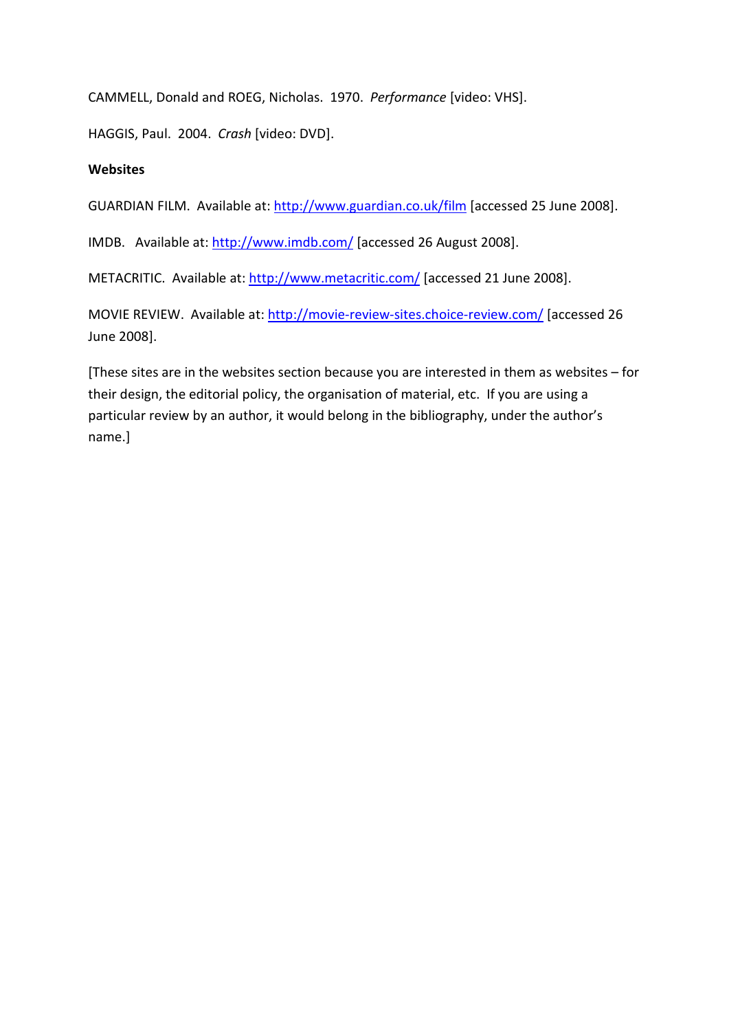CAMMELL, Donald and ROEG, Nicholas. 1970. *Performance* [video: VHS].

HAGGIS, Paul. 2004. *Crash* [video: DVD].

**Websites**

GUARDIAN FILM. Available at: http://www.guardian.co.uk/film [accessed 25 June 2008].

IMDB. Available at: http://www.imdb.com/ [accessed 26 August 2008].

METACRITIC. Available at: http://www.metacritic.com/ [accessed 21 June 2008].

MOVIE REVIEW. Available at: http://movie-review-sites.choice-review.com/ [accessed 26 June 2008].

[These sites are in the websites section because you are interested in them as websites – for their design, the editorial policy, the organisation of material, etc. If you are using a particular review by an author, it would belong in the bibliography, under the author's name.]